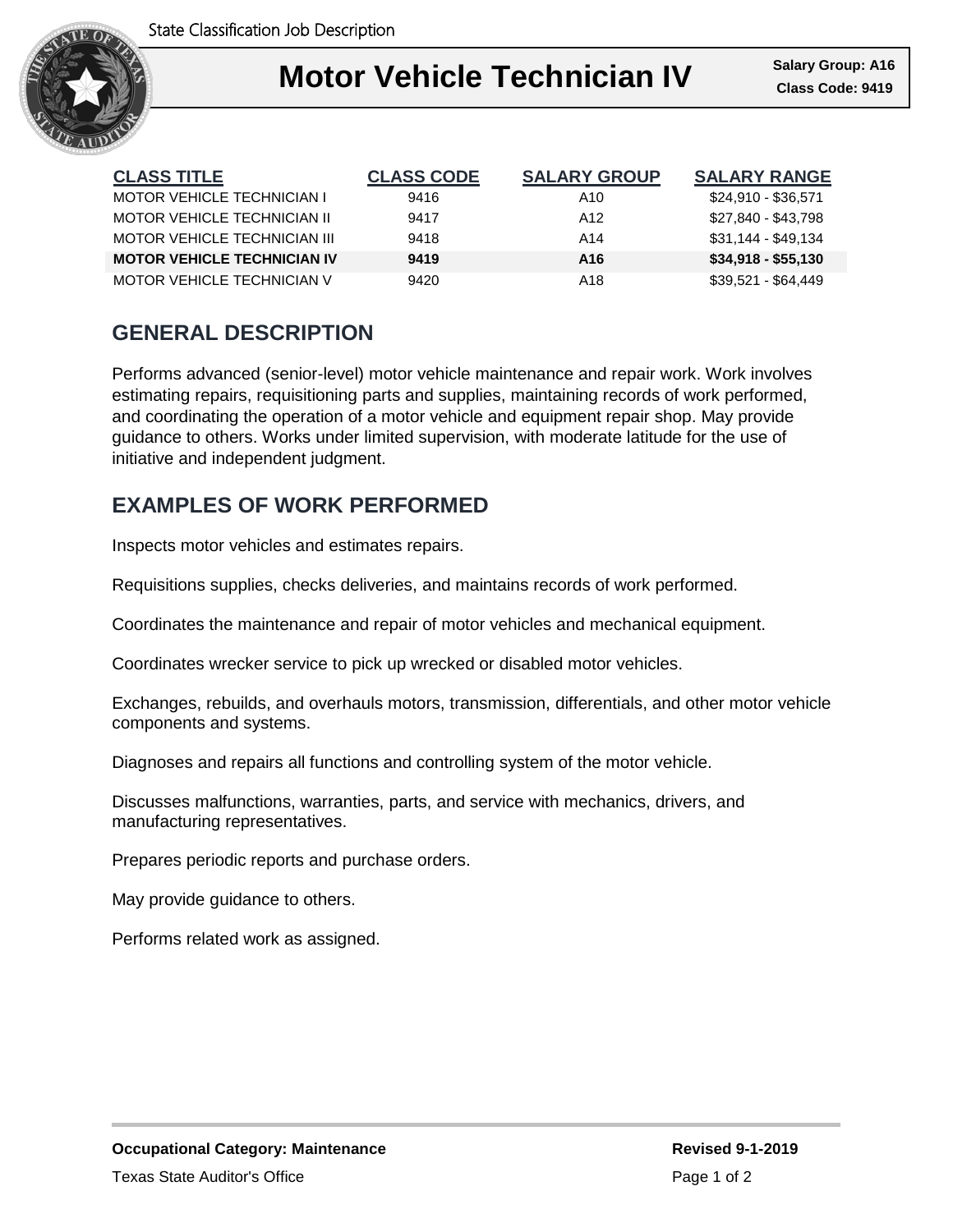State Classification Job Description

# Motor Vehicle Technician IV

**Salary Group: A16**
**Class Code: 9419**

| CLASS TITLE | CLASS CODE | SALARY GROUP | SALARY RANGE |
|---|---|---|---|
| MOTOR VEHICLE TECHNICIAN I | 9416 | A10 | $24,910 - $36,571 |
| MOTOR VEHICLE TECHNICIAN II | 9417 | A12 | $27,840 - $43,798 |
| MOTOR VEHICLE TECHNICIAN III | 9418 | A14 | $31,144 - $49,134 |
| **MOTOR VEHICLE TECHNICIAN IV** | **9419** | **A16** | **$34,918 - $55,130** |
| MOTOR VEHICLE TECHNICIAN V | 9420 | A18 | $39,521 - $64,449 |

## GENERAL DESCRIPTION

Performs advanced (senior-level) motor vehicle maintenance and repair work. Work involves estimating repairs, requisitioning parts and supplies, maintaining records of work performed, and coordinating the operation of a motor vehicle and equipment repair shop. May provide guidance to others. Works under limited supervision, with moderate latitude for the use of initiative and independent judgment.

## EXAMPLES OF WORK PERFORMED

Inspects motor vehicles and estimates repairs.

Requisitions supplies, checks deliveries, and maintains records of work performed.

Coordinates the maintenance and repair of motor vehicles and mechanical equipment.

Coordinates wrecker service to pick up wrecked or disabled motor vehicles.

Exchanges, rebuilds, and overhauls motors, transmission, differentials, and other motor vehicle components and systems.

Diagnoses and repairs all functions and controlling system of the motor vehicle.

Discusses malfunctions, warranties, parts, and service with mechanics, drivers, and manufacturing representatives.

Prepares periodic reports and purchase orders.

May provide guidance to others.

Performs related work as assigned.

**Occupational Category: Maintenance**

**Revised 9-1-2019**

Texas State Auditor's Office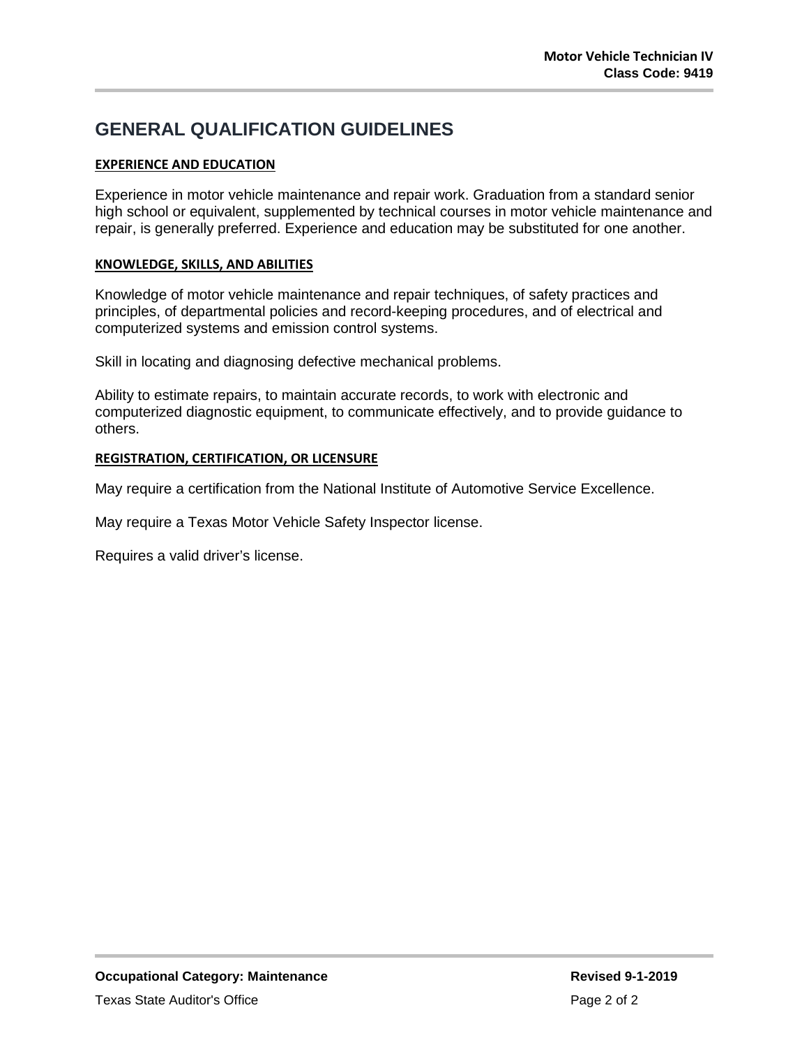## GENERAL QUALIFICATION GUIDELINES

### EXPERIENCE AND EDUCATION

Experience in motor vehicle maintenance and repair work. Graduation from a standard senior high school or equivalent, supplemented by technical courses in motor vehicle maintenance and repair, is generally preferred. Experience and education may be substituted for one another.

### KNOWLEDGE, SKILLS, AND ABILITIES

Knowledge of motor vehicle maintenance and repair techniques, of safety practices and principles, of departmental policies and record-keeping procedures, and of electrical and computerized systems and emission control systems.

Skill in locating and diagnosing defective mechanical problems.

Ability to estimate repairs, to maintain accurate records, to work with electronic and computerized diagnostic equipment, to communicate effectively, and to provide guidance to others.

### REGISTRATION, CERTIFICATION, OR LICENSURE

May require a certification from the National Institute of Automotive Service Excellence.

May require a Texas Motor Vehicle Safety Inspector license.

Requires a valid driver's license.